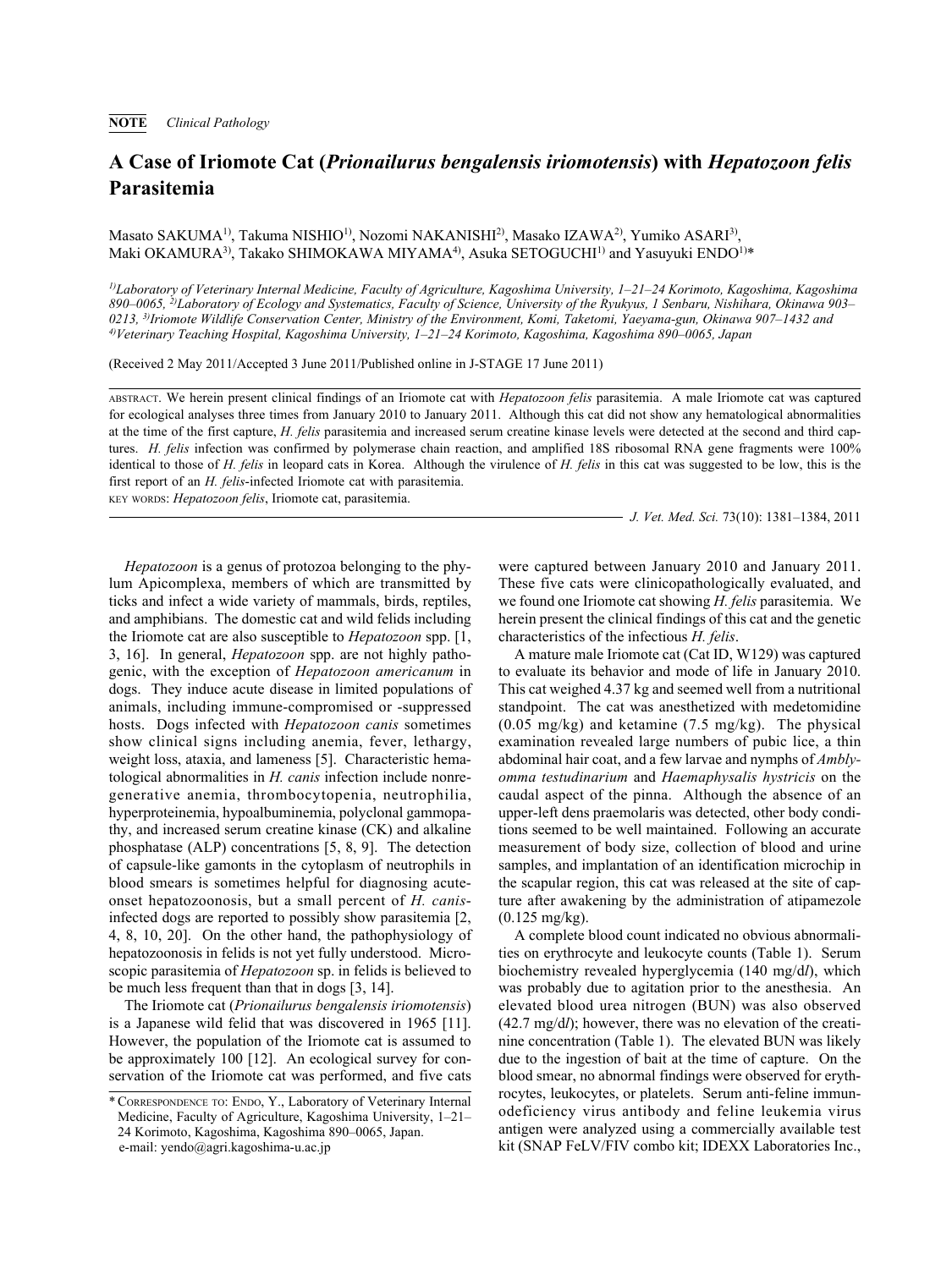**NOTE** *Clinical Pathology*

# A Case of Iriomote Cat (*Prionailurus bengalensis iriomotensis*) with *Hepatozoon felis* Parasitemia

Masato SAKUMA[1)], Takuma NISHIO[1)], Nozomi NAKANISHI[2)], Masako IZAWA[2)], Yumiko ASARI[3)], Maki OKAMURA[3)], Takako SHIMOKAWA MIYAMA[4)], Asuka SETOGUCHI[1)] and Yasuyuki ENDO[1)]*

*[1)]Laboratory of Veterinary Internal Medicine, Faculty of Agriculture, Kagoshima University, 1–21–24 Korimoto, Kagoshima, Kagoshima 890–0065, [2)]Laboratory of Ecology and Systematics, Faculty of Science, University of the Ryukyus, 1 Senbaru, Nishihara, Okinawa 903–0213, [3)]Iriomote Wildlife Conservation Center, Ministry of the Environment, Komi, Taketomi, Yaeyama-gun, Okinawa 907–1432 and [4)]Veterinary Teaching Hospital, Kagoshima University, 1–21–24 Korimoto, Kagoshima, Kagoshima 890–0065, Japan*

(Received 2 May 2011/Accepted 3 June 2011/Published online in J-STAGE 17 June 2011)

ABSTRACT. We herein present clinical findings of an Iriomote cat with *Hepatozoon felis* parasitemia. A male Iriomote cat was captured for ecological analyses three times from January 2010 to January 2011. Although this cat did not show any hematological abnormalities at the time of the first capture, *H. felis* parasitemia and increased serum creatine kinase levels were detected at the second and third captures. *H. felis* infection was confirmed by polymerase chain reaction, and amplified 18S ribosomal RNA gene fragments were 100% identical to those of *H. felis* in leopard cats in Korea. Although the virulence of *H. felis* in this cat was suggested to be low, this is the first report of an *H. felis*-infected Iriomote cat with parasitemia.

KEY WORDS: *Hepatozoon felis*, Iriomote cat, parasitemia.

*Hepatozoon* is a genus of protozoa belonging to the phylum Apicomplexa, members of which are transmitted by ticks and infect a wide variety of mammals, birds, reptiles, and amphibians. The domestic cat and wild felids including the Iriomote cat are also susceptible to *Hepatozoon* spp. [1, 3, 16]. In general, *Hepatozoon* spp. are not highly pathogenic, with the exception of *Hepatozoon americanum* in dogs. They induce acute disease in limited populations of animals, including immune-compromised or -suppressed hosts. Dogs infected with *Hepatozoon canis* sometimes show clinical signs including anemia, fever, lethargy, weight loss, ataxia, and lameness [5]. Characteristic hematological abnormalities in *H. canis* infection include nonregenerative anemia, thrombocytopenia, neutrophilia, hyperproteinemia, hypoalbuminemia, polyclonal gammopathy, and increased serum creatine kinase (CK) and alkaline phosphatase (ALP) concentrations [5, 8, 9]. The detection of capsule-like gamonts in the cytoplasm of neutrophils in blood smears is sometimes helpful for diagnosing acute-onset hepatozoonosis, but a small percent of *H. canis*-infected dogs are reported to possibly show parasitemia [2, 4, 8, 10, 20]. On the other hand, the pathophysiology of hepatozoonosis in felids is not yet fully understood. Microscopic parasitemia of *Hepatozoon* sp. in felids is believed to be much less frequent than that in dogs [3, 14].

The Iriomote cat (*Prionailurus bengalensis iriomotensis*) is a Japanese wild felid that was discovered in 1965 [11]. However, the population of the Iriomote cat is assumed to be approximately 100 [12]. An ecological survey for conservation of the Iriomote cat was performed, and five cats were captured between January 2010 and January 2011. These five cats were clinicopathologically evaluated, and we found one Iriomote cat showing *H. felis* parasitemia. We herein present the clinical findings of this cat and the genetic characteristics of the infectious *H. felis*.

A mature male Iriomote cat (Cat ID, W129) was captured to evaluate its behavior and mode of life in January 2010. This cat weighed 4.37 kg and seemed well from a nutritional standpoint. The cat was anesthetized with medetomidine (0.05 mg/kg) and ketamine (7.5 mg/kg). The physical examination revealed large numbers of pubic lice, a thin abdominal hair coat, and a few larvae and nymphs of *Amblyomma testudinarium* and *Haemaphysalis hystricis* on the caudal aspect of the pinna. Although the absence of an upper-left dens praemolaris was detected, other body conditions seemed to be well maintained. Following an accurate measurement of body size, collection of blood and urine samples, and implantation of an identification microchip in the scapular region, this cat was released at the site of capture after awakening by the administration of atipamezole (0.125 mg/kg).

A complete blood count indicated no obvious abnormalities on erythrocyte and leukocyte counts (Table 1). Serum biochemistry revealed hyperglycemia (140 mg/d*l*), which was probably due to agitation prior to the anesthesia. An elevated blood urea nitrogen (BUN) was also observed (42.7 mg/d*l*); however, there was no elevation of the creatinine concentration (Table 1). The elevated BUN was likely due to the ingestion of bait at the time of capture. On the blood smear, no abnormal findings were observed for erythrocytes, leukocytes, or platelets. Serum anti-feline immunodeficiency virus antibody and feline leukemia virus antigen were analyzed using a commercially available test kit (SNAP FeLV/FIV combo kit; IDEXX Laboratories Inc.,

---

* CORRESPONDENCE TO: ENDO, Y., Laboratory of Veterinary Internal Medicine, Faculty of Agriculture, Kagoshima University, 1–21–24 Korimoto, Kagoshima, Kagoshima 890–0065, Japan.
e-mail: yendo@agri.kagoshima-u.ac.jp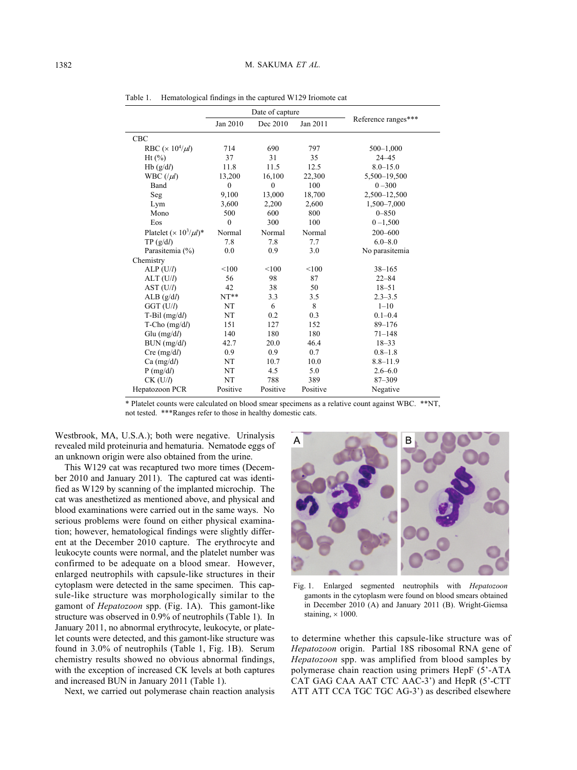Table 1. Hematological findings in the captured W129 Iriomote cat

| | Date of capture | | | Reference ranges*** |
|---|---|---|---|---|
| | Jan 2010 | Dec 2010 | Jan 2011 | |
| CBC | | | | |
| RBC ($\times 10^4/\mu l$) | 714 | 690 | 797 | 500–1,000 |
| Ht (%) | 37 | 31 | 35 | 24–45 |
| Hb (g/d$l$) | 11.8 | 11.5 | 12.5 | 8.0–15.0 |
| WBC (/$\mu l$) | 13,200 | 16,100 | 22,300 | 5,500–19,500 |
| Band | 0 | 0 | 100 | 0 –300 |
| Seg | 9,100 | 13,000 | 18,700 | 2,500–12,500 |
| Lym | 3,600 | 2,200 | 2,600 | 1,500–7,000 |
| Mono | 500 | 600 | 800 | 0–850 |
| Eos | 0 | 300 | 100 | 0 –1,500 |
| Platelet ($\times 10^3/\mu l$)* | Normal | Normal | Normal | 200–600 |
| TP (g/d$l$) | 7.8 | 7.8 | 7.7 | 6.0–8.0 |
| Parasitemia (%) | 0.0 | 0.9 | 3.0 | No parasitemia |
| Chemistry | | | | |
| ALP (U/$l$) | <100 | <100 | <100 | 38–165 |
| ALT (U/$l$) | 56 | 98 | 87 | 22–84 |
| AST (U/$l$) | 42 | 38 | 50 | 18–51 |
| ALB (g/d$l$) | NT** | 3.3 | 3.5 | 2.3–3.5 |
| GGT (U/$l$) | NT | 6 | 8 | 1–10 |
| T-Bil (mg/d$l$) | NT | 0.2 | 0.3 | 0.1–0.4 |
| T-Cho (mg/d$l$) | 151 | 127 | 152 | 89–176 |
| Glu (mg/dl) | 140 | 180 | 180 | 71–148 |
| BUN (mg/d$l$) | 42.7 | 20.0 | 46.4 | 18–33 |
| Cre (mg/d$l$) | 0.9 | 0.9 | 0.7 | 0.8–1.8 |
| Ca (mg/d$l$) | NT | 10.7 | 10.0 | 8.8–11.9 |
| P (mg/d$l$) | NT | 4.5 | 5.0 | 2.6–6.0 |
| CK (U/$l$) | NT | 788 | 389 | 87–309 |
| Hepatozoon PCR | Positive | Positive | Positive | Negative |

\* Platelet counts were calculated on blood smear specimens as a relative count against WBC. **NT, not tested. ***Ranges refer to those in healthy domestic cats.

Westbrook, MA, U.S.A.); both were negative. Urinalysis revealed mild proteinuria and hematuria. Nematode eggs of an unknown origin were also obtained from the urine.

This W129 cat was recaptured two more times (December 2010 and January 2011). The captured cat was identified as W129 by scanning of the implanted microchip. The cat was anesthetized as mentioned above, and physical and blood examinations were carried out in the same ways. No serious problems were found on either physical examination; however, hematological findings were slightly different at the December 2010 capture. The erythrocyte and leukocyte counts were normal, and the platelet number was confirmed to be adequate on a blood smear. However, enlarged neutrophils with capsule-like structures in their cytoplasm were detected in the same specimen. This capsule-like structure was morphologically similar to the gamont of *Hepatozoon* spp. (Fig. 1A). This gamont-like structure was observed in 0.9% of neutrophils (Table 1). In January 2011, no abnormal erythrocyte, leukocyte, or platelet counts were detected, and this gamont-like structure was found in 3.0% of neutrophils (Table 1, Fig. 1B). Serum chemistry results showed no obvious abnormal findings, with the exception of increased CK levels at both captures and increased BUN in January 2011 (Table 1).

Fig. 1. Enlarged segmented neutrophils with *Hepatozoon* gamonts in the cytoplasm were found on blood smears obtained in December 2010 (A) and January 2011 (B). Wright-Giemsa staining, × 1000.

Next, we carried out polymerase chain reaction analysis to determine whether this capsule-like structure was of *Hepatozoon* origin. Partial 18S ribosomal RNA gene of *Hepatozoon* spp. was amplified from blood samples by polymerase chain reaction using primers HepF (5'-ATA CAT GAG CAA AAT CTC AAC-3') and HepR (5'-CTT ATT ATT CCA TGC TGC AG-3') as described elsewhere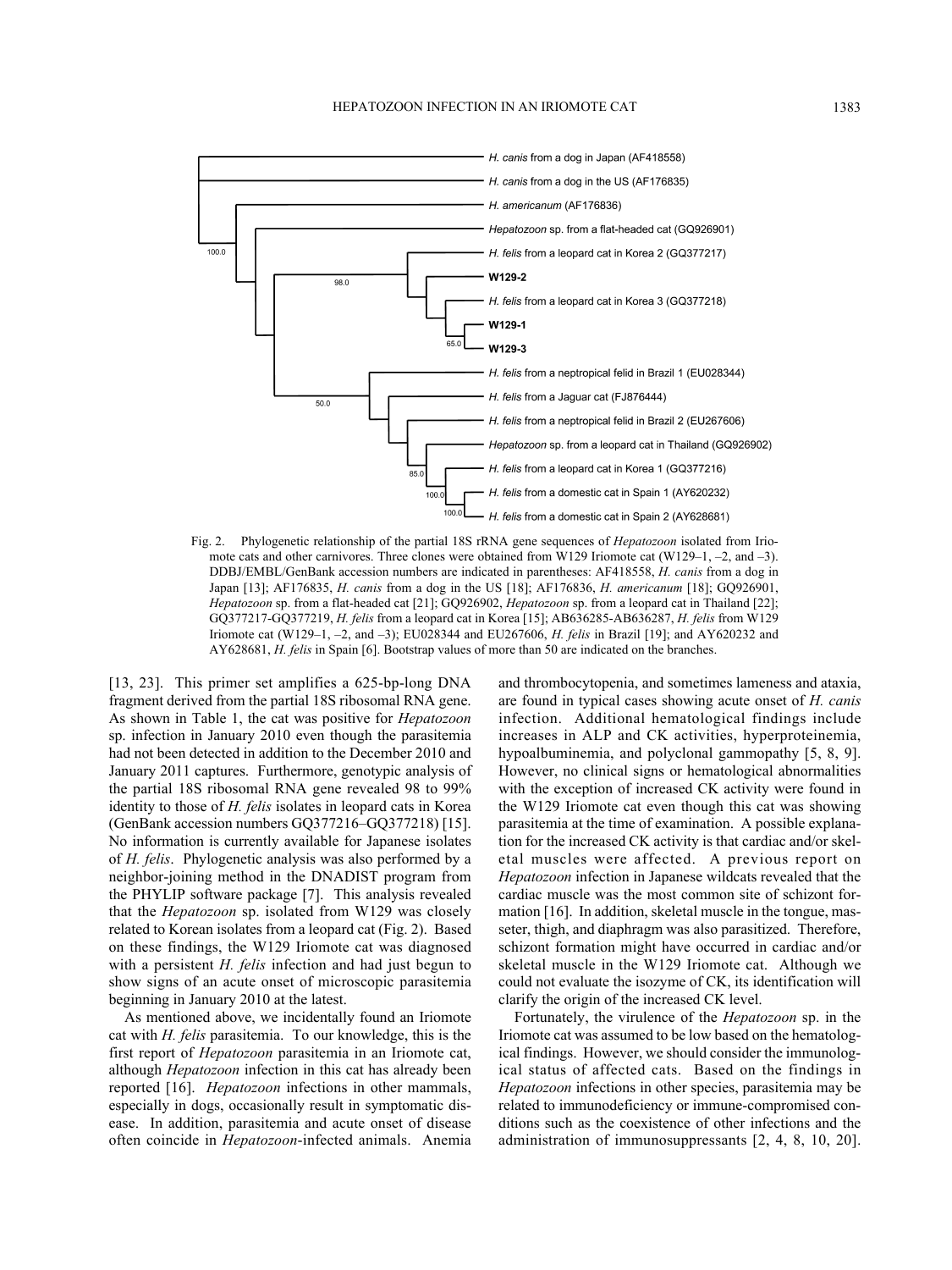H. canis from a dog in Japan (AF418558)

H. canis from a dog in the US (AF176835)

H. americanum (AF176836)

Hepatozoon sp. from a flat-headed cat (GQ926901)

H. felis from a leopard cat in Korea 2 (GQ377217)

**W129-2**

H. felis from a leopard cat in Korea 3 (GQ377218)

**W129-1**

**W129-3**

H. felis from a neptropical felid in Brazil 1 (EU028344)

H. felis from a Jaguar cat (FJ876444)

H. felis from a neptropical felid in Brazil 2 (EU267606)

Hepatozoon sp. from a leopard cat in Thailand (GQ926902)

H. felis from a leopard cat in Korea 1 (GQ377216)

H. felis from a domestic cat in Spain 1 (AY620232)

H. felis from a domestic cat in Spain 2 (AY628681)

100.0 98.0 65.0 50.0 85.0 100.0 100.0

Fig. 2. Phylogenetic relationship of the partial 18S rRNA gene sequences of *Hepatozoon* isolated from Iriomote cats and other carnivores. Three clones were obtained from W129 Iriomote cat (W129–1, –2, and –3). DDBJ/EMBL/GenBank accession numbers are indicated in parentheses: AF418558, *H. canis* from a dog in Japan [13]; AF176835, *H. canis* from a dog in the US [18]; AF176836, *H. americanum* [18]; GQ926901, *Hepatozoon* sp. from a flat-headed cat [21]; GQ926902, *Hepatozoon* sp. from a leopard cat in Thailand [22]; GQ377217-GQ377219, *H. felis* from a leopard cat in Korea [15]; AB636285-AB636287, *H. felis* from W129 Iriomote cat (W129–1, –2, and –3); EU028344 and EU267606, *H. felis* in Brazil [19]; and AY620232 and AY628681, *H. felis* in Spain [6]. Bootstrap values of more than 50 are indicated on the branches.

[13, 23]. This primer set amplifies a 625-bp-long DNA fragment derived from the partial 18S ribosomal RNA gene. As shown in Table 1, the cat was positive for *Hepatozoon* sp. infection in January 2010 even though the parasitemia had not been detected in addition to the December 2010 and January 2011 captures. Furthermore, genotypic analysis of the partial 18S ribosomal RNA gene revealed 98 to 99% identity to those of *H. felis* isolates in leopard cats in Korea (GenBank accession numbers GQ377216–GQ377218) [15]. No information is currently available for Japanese isolates of *H. felis*. Phylogenetic analysis was also performed by a neighbor-joining method in the DNADIST program from the PHYLIP software package [7]. This analysis revealed that the *Hepatozoon* sp. isolated from W129 was closely related to Korean isolates from a leopard cat (Fig. 2). Based on these findings, the W129 Iriomote cat was diagnosed with a persistent *H. felis* infection and had just begun to show signs of an acute onset of microscopic parasitemia beginning in January 2010 at the latest.

As mentioned above, we incidentally found an Iriomote cat with *H. felis* parasitemia. To our knowledge, this is the first report of *Hepatozoon* parasitemia in an Iriomote cat, although *Hepatozoon* infection in this cat has already been reported [16]. *Hepatozoon* infections in other mammals, especially in dogs, occasionally result in symptomatic disease. In addition, parasitemia and acute onset of disease often coincide in *Hepatozoon*-infected animals. Anemia and thrombocytopenia, and sometimes lameness and ataxia, are found in typical cases showing acute onset of *H. canis* infection. Additional hematological findings include increases in ALP and CK activities, hyperproteinemia, hypoalbuminemia, and polyclonal gammopathy [5, 8, 9]. However, no clinical signs or hematological abnormalities with the exception of increased CK activity were found in the W129 Iriomote cat even though this cat was showing parasitemia at the time of examination. A possible explanation for the increased CK activity is that cardiac and/or skeletal muscles were affected. A previous report on *Hepatozoon* infection in Japanese wildcats revealed that the cardiac muscle was the most common site of schizont formation [16]. In addition, skeletal muscle in the tongue, masseter, thigh, and diaphragm was also parasitized. Therefore, schizont formation might have occurred in cardiac and/or skeletal muscle in the W129 Iriomote cat. Although we could not evaluate the isozyme of CK, its identification will clarify the origin of the increased CK level.

Fortunately, the virulence of the *Hepatozoon* sp. in the Iriomote cat was assumed to be low based on the hematological findings. However, we should consider the immunological status of affected cats. Based on the findings in *Hepatozoon* infections in other species, parasitemia may be related to immunodeficiency or immune-compromised conditions such as the coexistence of other infections and the administration of immunosuppressants [2, 4, 8, 10, 20].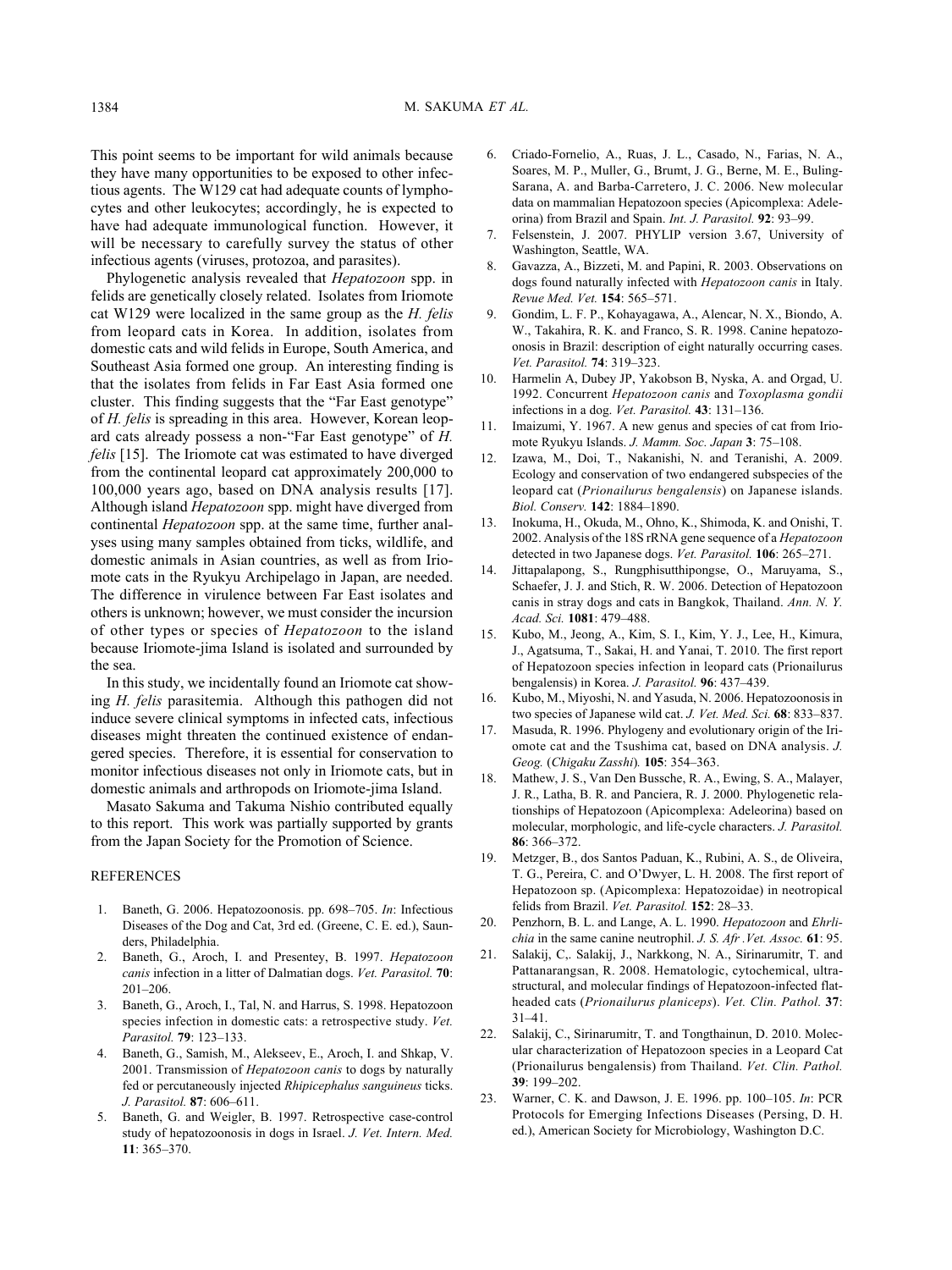This point seems to be important for wild animals because they have many opportunities to be exposed to other infectious agents. The W129 cat had adequate counts of lymphocytes and other leukocytes; accordingly, he is expected to have had adequate immunological function. However, it will be necessary to carefully survey the status of other infectious agents (viruses, protozoa, and parasites).

Phylogenetic analysis revealed that *Hepatozoon* spp. in felids are genetically closely related. Isolates from Iriomote cat W129 were localized in the same group as the *H. felis* from leopard cats in Korea. In addition, isolates from domestic cats and wild felids in Europe, South America, and Southeast Asia formed one group. An interesting finding is that the isolates from felids in Far East Asia formed one cluster. This finding suggests that the "Far East genotype" of *H. felis* is spreading in this area. However, Korean leopard cats already possess a non-"Far East genotype" of *H. felis* [15]. The Iriomote cat was estimated to have diverged from the continental leopard cat approximately 200,000 to 100,000 years ago, based on DNA analysis results [17]. Although island *Hepatozoon* spp. might have diverged from continental *Hepatozoon* spp. at the same time, further analyses using many samples obtained from ticks, wildlife, and domestic animals in Asian countries, as well as from Iriomote cats in the Ryukyu Archipelago in Japan, are needed. The difference in virulence between Far East isolates and others is unknown; however, we must consider the incursion of other types or species of *Hepatozoon* to the island because Iriomote-jima Island is isolated and surrounded by the sea.

In this study, we incidentally found an Iriomote cat showing *H. felis* parasitemia. Although this pathogen did not induce severe clinical symptoms in infected cats, infectious diseases might threaten the continued existence of endangered species. Therefore, it is essential for conservation to monitor infectious diseases not only in Iriomote cats, but in domestic animals and arthropods on Iriomote-jima Island.

Masato Sakuma and Takuma Nishio contributed equally to this report. This work was partially supported by grants from the Japan Society for the Promotion of Science.

## REFERENCES

1. Baneth, G. 2006. Hepatozoonosis. pp. 698–705. *In*: Infectious Diseases of the Dog and Cat, 3rd ed. (Greene, C. E. ed.), Saunders, Philadelphia.
2. Baneth, G., Aroch, I. and Presentey, B. 1997. *Hepatozoon canis* infection in a litter of Dalmatian dogs. *Vet. Parasitol.* **70**: 201–206.
3. Baneth, G., Aroch, I., Tal, N. and Harrus, S. 1998. Hepatozoon species infection in domestic cats: a retrospective study. *Vet. Parasitol.* **79**: 123–133.
4. Baneth, G., Samish, M., Alekseev, E., Aroch, I. and Shkap, V. 2001. Transmission of *Hepatozoon canis* to dogs by naturally fed or percutaneously injected *Rhipicephalus sanguineus* ticks. *J. Parasitol.* **87**: 606–611.
5. Baneth, G. and Weigler, B. 1997. Retrospective case-control study of hepatozoonosis in dogs in Israel. *J. Vet. Intern. Med.* **11**: 365–370.
6. Criado-Fornelio, A., Ruas, J. L., Casado, N., Farias, N. A., Soares, M. P., Muller, G., Brumt, J. G., Berne, M. E., Buling-Sarana, A. and Barba-Carretero, J. C. 2006. New molecular data on mammalian Hepatozoon species (Apicomplexa: Adeleorina) from Brazil and Spain. *Int. J. Parasitol.* **92**: 93–99.
7. Felsenstein, J. 2007. PHYLIP version 3.67, University of Washington, Seattle, WA.
8. Gavazza, A., Bizzeti, M. and Papini, R. 2003. Observations on dogs found naturally infected with *Hepatozoon canis* in Italy. *Revue Med. Vet.* **154**: 565–571.
9. Gondim, L. F. P., Kohayagawa, A., Alencar, N. X., Biondo, A. W., Takahira, R. K. and Franco, S. R. 1998. Canine hepatozoonosis in Brazil: description of eight naturally occurring cases. *Vet. Parasitol.* **74**: 319–323.
10. Harmelin A, Dubey JP, Yakobson B, Nyska, A. and Orgad, U. 1992. Concurrent *Hepatozoon canis* and *Toxoplasma gondii* infections in a dog. *Vet. Parasitol.* **43**: 131–136.
11. Imaizumi, Y. 1967. A new genus and species of cat from Iriomote Ryukyu Islands. *J. Mamm. Soc. Japan* **3**: 75–108.
12. Izawa, M., Doi, T., Nakanishi, N. and Teranishi, A. 2009. Ecology and conservation of two endangered subspecies of the leopard cat (*Prionailurus bengalensis*) on Japanese islands. *Biol. Conserv.* **142**: 1884–1890.
13. Inokuma, H., Okuda, M., Ohno, K., Shimoda, K. and Onishi, T. 2002. Analysis of the 18S rRNA gene sequence of a *Hepatozoon* detected in two Japanese dogs. *Vet. Parasitol.* **106**: 265–271.
14. Jittapalapong, S., Rungphisutthipongse, O., Maruyama, S., Schaefer, J. J. and Stich, R. W. 2006. Detection of Hepatozoon canis in stray dogs and cats in Bangkok, Thailand. *Ann. N. Y. Acad. Sci.* **1081**: 479–488.
15. Kubo, M., Jeong, A., Kim, S. I., Kim, Y. J., Lee, H., Kimura, J., Agatsuma, T., Sakai, H. and Yanai, T. 2010. The first report of Hepatozoon species infection in leopard cats (Prionailurus bengalensis) in Korea. *J. Parasitol.* **96**: 437–439.
16. Kubo, M., Miyoshi, N. and Yasuda, N. 2006. Hepatozoonosis in two species of Japanese wild cat. *J. Vet. Med. Sci.* **68**: 833–837.
17. Masuda, R. 1996. Phylogeny and evolutionary origin of the Iriomote cat and the Tsushima cat, based on DNA analysis. *J. Geog.* (*Chigaku Zasshi*). **105**: 354–363.
18. Mathew, J. S., Van Den Bussche, R. A., Ewing, S. A., Malayer, J. R., Latha, B. R. and Panciera, R. J. 2000. Phylogenetic relationships of Hepatozoon (Apicomplexa: Adeleorina) based on molecular, morphologic, and life-cycle characters. *J. Parasitol.* **86**: 366–372.
19. Metzger, B., dos Santos Paduan, K., Rubini, A. S., de Oliveira, T. G., Pereira, C. and O'Dwyer, L. H. 2008. The first report of Hepatozoon sp. (Apicomplexa: Hepatozoidae) in neotropical felids from Brazil. *Vet. Parasitol.* **152**: 28–33.
20. Penzhorn, B. L. and Lange, A. L. 1990. *Hepatozoon* and *Ehrlichia* in the same canine neutrophil. *J. S. Afr .Vet. Assoc.* **61**: 95.
21. Salakij, C,. Salakij, J., Narkkong, N. A., Sirinarumitr, T. and Pattanarangsan, R. 2008. Hematologic, cytochemical, ultrastructural, and molecular findings of Hepatozoon-infected flat-headed cats (*Prionailurus planiceps*). *Vet. Clin. Pathol.* **37**: 31–41.
22. Salakij, C., Sirinarumitr, T. and Tongthainun, D. 2010. Molecular characterization of Hepatozoon species in a Leopard Cat (Prionailurus bengalensis) from Thailand. *Vet. Clin. Pathol.* **39**: 199–202.
23. Warner, C. K. and Dawson, J. E. 1996. pp. 100–105. *In*: PCR Protocols for Emerging Infections Diseases (Persing, D. H. ed.), American Society for Microbiology, Washington D.C.